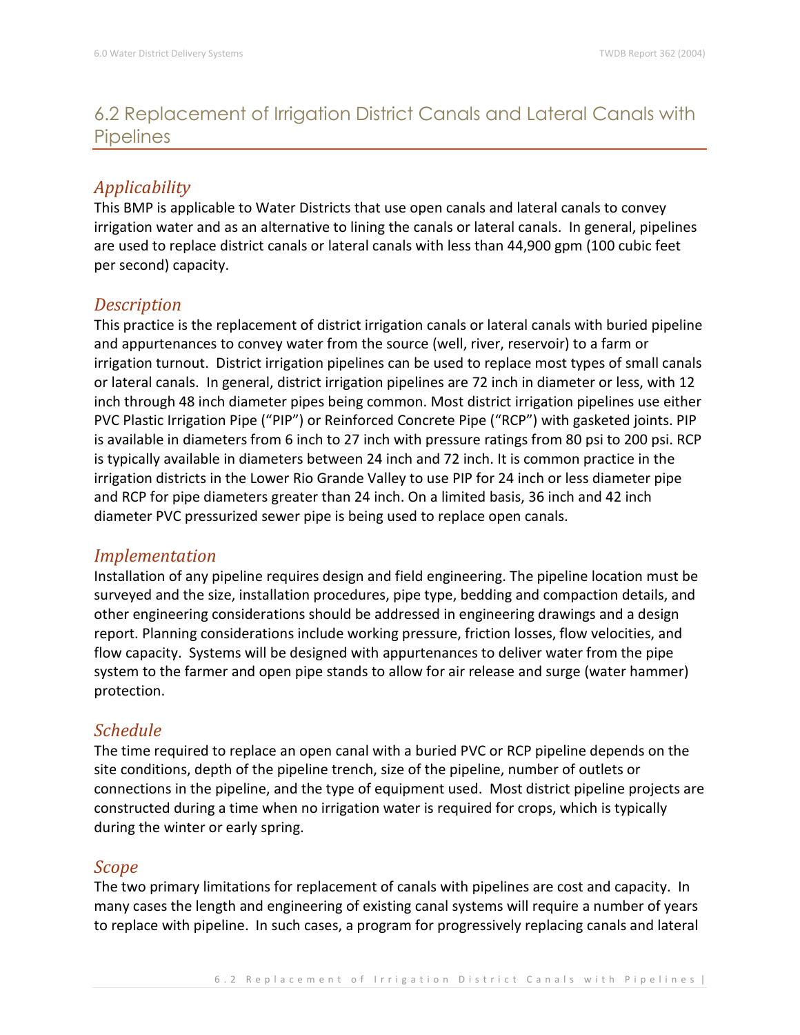## 6.2 Replacement of Irrigation District Canals and Lateral Canals with Pipelines

### *Applicability*

This BMP is applicable to Water Districts that use open canals and lateral canals to convey irrigation water and as an alternative to lining the canals or lateral canals. In general, pipelines are used to replace district canals or lateral canals with less than 44,900 gpm (100 cubic feet per second) capacity.

### *Description*

This practice is the replacement of district irrigation canals or lateral canals with buried pipeline and appurtenances to convey water from the source (well, river, reservoir) to a farm or irrigation turnout. District irrigation pipelines can be used to replace most types of small canals or lateral canals. In general, district irrigation pipelines are 72 inch in diameter or less, with 12 inch through 48 inch diameter pipes being common. Most district irrigation pipelines use either PVC Plastic Irrigation Pipe ("PIP") or Reinforced Concrete Pipe ("RCP") with gasketed joints. PIP is available in diameters from 6 inch to 27 inch with pressure ratings from 80 psi to 200 psi. RCP is typically available in diameters between 24 inch and 72 inch. It is common practice in the irrigation districts in the Lower Rio Grande Valley to use PIP for 24 inch or less diameter pipe and RCP for pipe diameters greater than 24 inch. On a limited basis, 36 inch and 42 inch diameter PVC pressurized sewer pipe is being used to replace open canals.

### *Implementation*

Installation of any pipeline requires design and field engineering. The pipeline location must be surveyed and the size, installation procedures, pipe type, bedding and compaction details, and other engineering considerations should be addressed in engineering drawings and a design report. Planning considerations include working pressure, friction losses, flow velocities, and flow capacity. Systems will be designed with appurtenances to deliver water from the pipe system to the farmer and open pipe stands to allow for air release and surge (water hammer) protection.

### *Schedule*

The time required to replace an open canal with a buried PVC or RCP pipeline depends on the site conditions, depth of the pipeline trench, size of the pipeline, number of outlets or connections in the pipeline, and the type of equipment used. Most district pipeline projects are constructed during a time when no irrigation water is required for crops, which is typically during the winter or early spring.

### *Scope*

The two primary limitations for replacement of canals with pipelines are cost and capacity. In many cases the length and engineering of existing canal systems will require a number of years to replace with pipeline. In such cases, a program for progressively replacing canals and lateral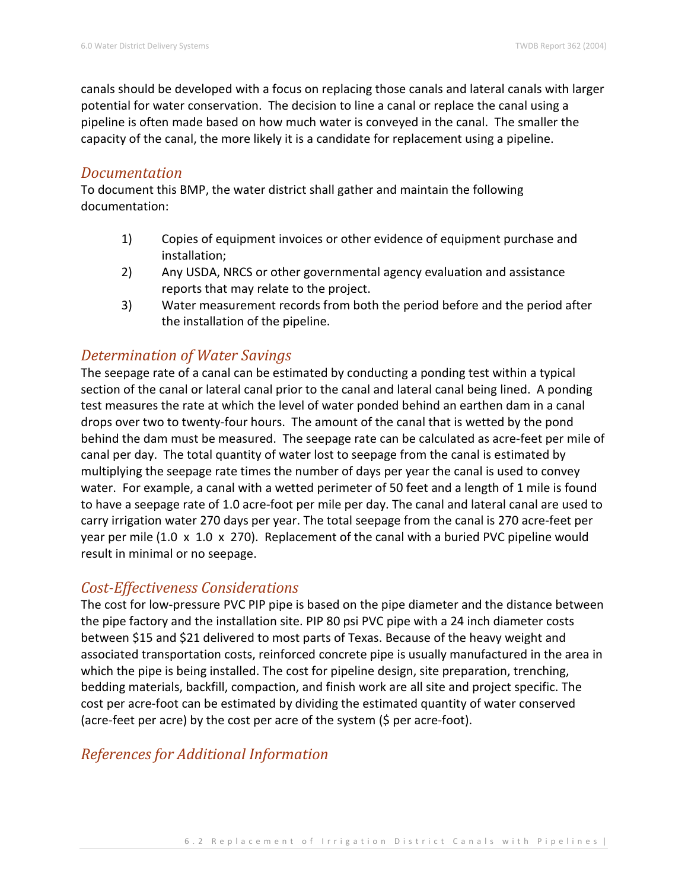canals should be developed with a focus on replacing those canals and lateral canals with larger potential for water conservation. The decision to line a canal or replace the canal using a pipeline is often made based on how much water is conveyed in the canal. The smaller the capacity of the canal, the more likely it is a candidate for replacement using a pipeline.

## *Documentation*

To document this BMP, the water district shall gather and maintain the following documentation:

1) Copies of equipment invoices or other evidence of equipment purchase and installation;
2) Any USDA, NRCS or other governmental agency evaluation and assistance reports that may relate to the project.
3) Water measurement records from both the period before and the period after the installation of the pipeline.

## *Determination of Water Savings*

The seepage rate of a canal can be estimated by conducting a ponding test within a typical section of the canal or lateral canal prior to the canal and lateral canal being lined. A ponding test measures the rate at which the level of water ponded behind an earthen dam in a canal drops over two to twenty-four hours. The amount of the canal that is wetted by the pond behind the dam must be measured. The seepage rate can be calculated as acre-feet per mile of canal per day. The total quantity of water lost to seepage from the canal is estimated by multiplying the seepage rate times the number of days per year the canal is used to convey water. For example, a canal with a wetted perimeter of 50 feet and a length of 1 mile is found to have a seepage rate of 1.0 acre-foot per mile per day. The canal and lateral canal are used to carry irrigation water 270 days per year. The total seepage from the canal is 270 acre-feet per year per mile (1.0 x 1.0 x 270). Replacement of the canal with a buried PVC pipeline would result in minimal or no seepage.

## *Cost-Effectiveness Considerations*

The cost for low-pressure PVC PIP pipe is based on the pipe diameter and the distance between the pipe factory and the installation site. PIP 80 psi PVC pipe with a 24 inch diameter costs between $15 and $21 delivered to most parts of Texas. Because of the heavy weight and associated transportation costs, reinforced concrete pipe is usually manufactured in the area in which the pipe is being installed. The cost for pipeline design, site preparation, trenching, bedding materials, backfill, compaction, and finish work are all site and project specific. The cost per acre-foot can be estimated by dividing the estimated quantity of water conserved (acre-feet per acre) by the cost per acre of the system ($ per acre-foot).

## *References for Additional Information*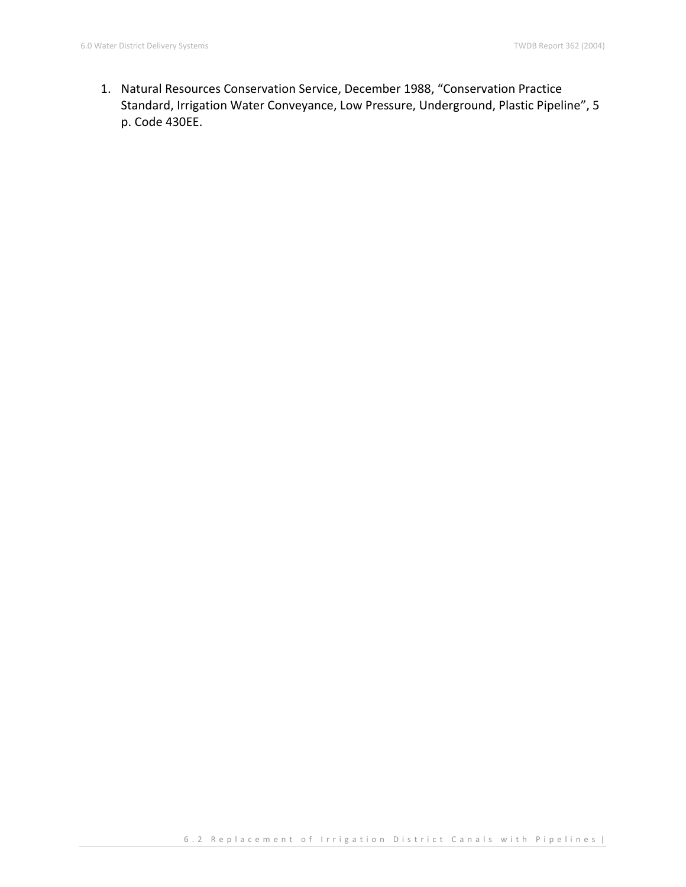1. Natural Resources Conservation Service, December 1988, “Conservation Practice Standard, Irrigation Water Conveyance, Low Pressure, Underground, Plastic Pipeline”, 5 p. Code 430EE.